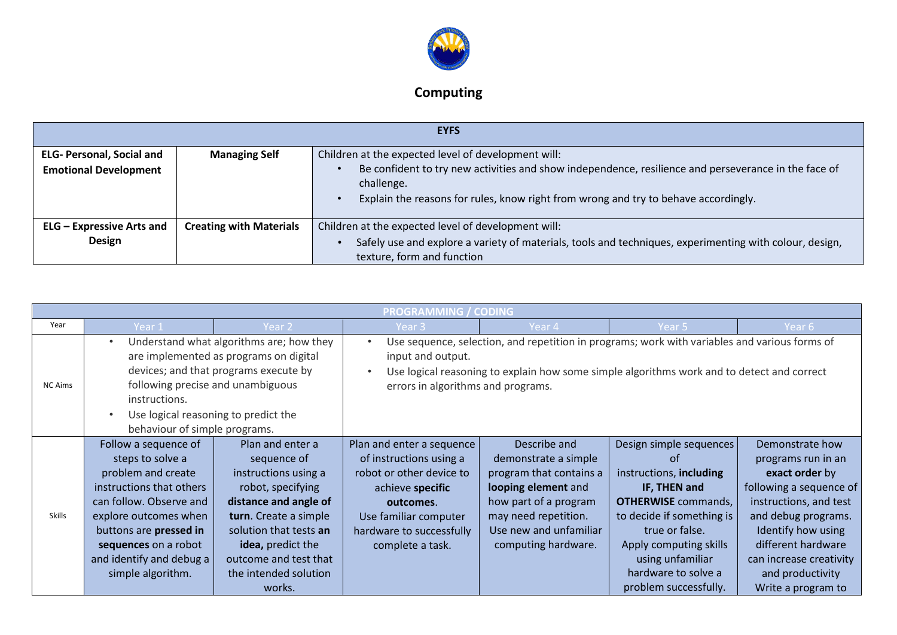# Computing

| EYFS | | |
|---|---|---|
| **ELG- Personal, Social and Emotional Development** | **Managing Self** | Children at the expected level of development will:<br>• Be confident to try new activities and show independence, resilience and perseverance in the face of challenge.<br>• Explain the reasons for rules, know right from wrong and try to behave accordingly. |
| **ELG – Expressive Arts and Design** | **Creating with Materials** | Children at the expected level of development will:<br>• Safely use and explore a variety of materials, tools and techniques, experimenting with colour, design, texture, form and function |

| PROGRAMMING / CODING | | | | | | |
|---|---|---|---|---|---|---|
| Year | Year 1 | Year 2 | Year 3 | Year 4 | Year 5 | Year 6 |
| NC Aims | • Understand what algorithms are; how they are implemented as programs on digital devices; and that programs execute by following precise and unambiguous instructions.<br>• Use logical reasoning to predict the behaviour of simple programs. | | • Use sequence, selection, and repetition in programs; work with variables and various forms of input and output.<br>• Use logical reasoning to explain how some simple algorithms work and to detect and correct errors in algorithms and programs. | | | |
| Skills | Follow a sequence of steps to solve a problem and create instructions that others can follow. Observe and explore outcomes when buttons are **pressed in sequences** on a robot and identify and debug a simple algorithm. | Plan and enter a sequence of instructions using a robot, specifying **distance and angle of turn**. Create a simple solution that tests **an idea,** predict the outcome and test that the intended solution works. | Plan and enter a sequence of instructions using a robot or other device to achieve **specific outcomes**.<br>Use familiar computer hardware to successfully complete a task. | Describe and demonstrate a simple program that contains a **looping element** and how part of a program may need repetition.<br>Use new and unfamiliar computing hardware. | Design simple sequences of instructions, **including IF, THEN and OTHERWISE** commands, to decide if something is true or false.<br>Apply computing skills using unfamiliar hardware to solve a problem successfully. | Demonstrate how programs run in an **exact order** by following a sequence of instructions, and test and debug programs.<br>Identify how using different hardware can increase creativity and productivity<br>Write a program to |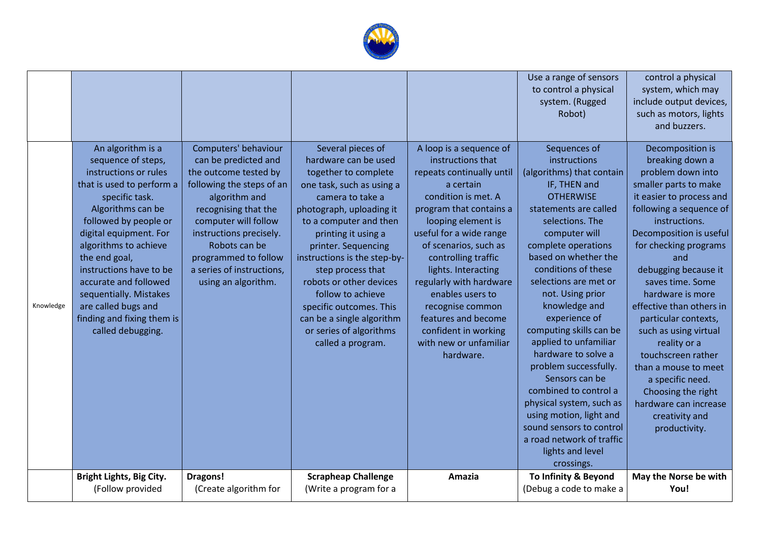| | | | | | | |
|---|---|---|---|---|---|---|
| | | | | | Use a range of sensors to control a physical system. (Rugged Robot) | control a physical system, which may include output devices, such as motors, lights and buzzers. |
| Knowledge | An algorithm is a sequence of steps, instructions or rules that is used to perform a specific task. Algorithms can be followed by people or digital equipment. For algorithms to achieve the end goal, instructions have to be accurate and followed sequentially. Mistakes are called bugs and finding and fixing them is called debugging. | Computers' behaviour can be predicted and the outcome tested by following the steps of an algorithm and recognising that the computer will follow instructions precisely. Robots can be programmed to follow a series of instructions, using an algorithm. | Several pieces of hardware can be used together to complete one task, such as using a camera to take a photograph, uploading it to a computer and then printing it using a printer. Sequencing instructions is the step-by-step process that robots or other devices follow to achieve specific outcomes. This can be a single algorithm or series of algorithms called a program. | A loop is a sequence of instructions that repeats continually until a certain condition is met. A program that contains a looping element is useful for a wide range of scenarios, such as controlling traffic lights. Interacting regularly with hardware enables users to recognise common features and become confident in working with new or unfamiliar hardware. | Sequences of instructions (algorithms) that contain IF, THEN and OTHERWISE statements are called selections. The computer will complete operations based on whether the conditions of these selections are met or not. Using prior knowledge and experience of computing skills can be applied to unfamiliar hardware to solve a problem successfully. Sensors can be combined to control a physical system, such as using motion, light and sound sensors to control a road network of traffic lights and level crossings. | Decomposition is breaking down a problem down into smaller parts to make it easier to process and following a sequence of instructions. Decomposition is useful for checking programs and debugging because it saves time. Some hardware is more effective than others in particular contexts, such as using virtual reality or a touchscreen rather than a mouse to meet a specific need. Choosing the right hardware can increase creativity and productivity. |
| | **Bright Lights, Big City.** (Follow provided | **Dragons!** (Create algorithm for | **Scrapheap Challenge** (Write a program for a | **Amazia** | **To Infinity & Beyond** (Debug a code to make a | **May the Norse be with You!** |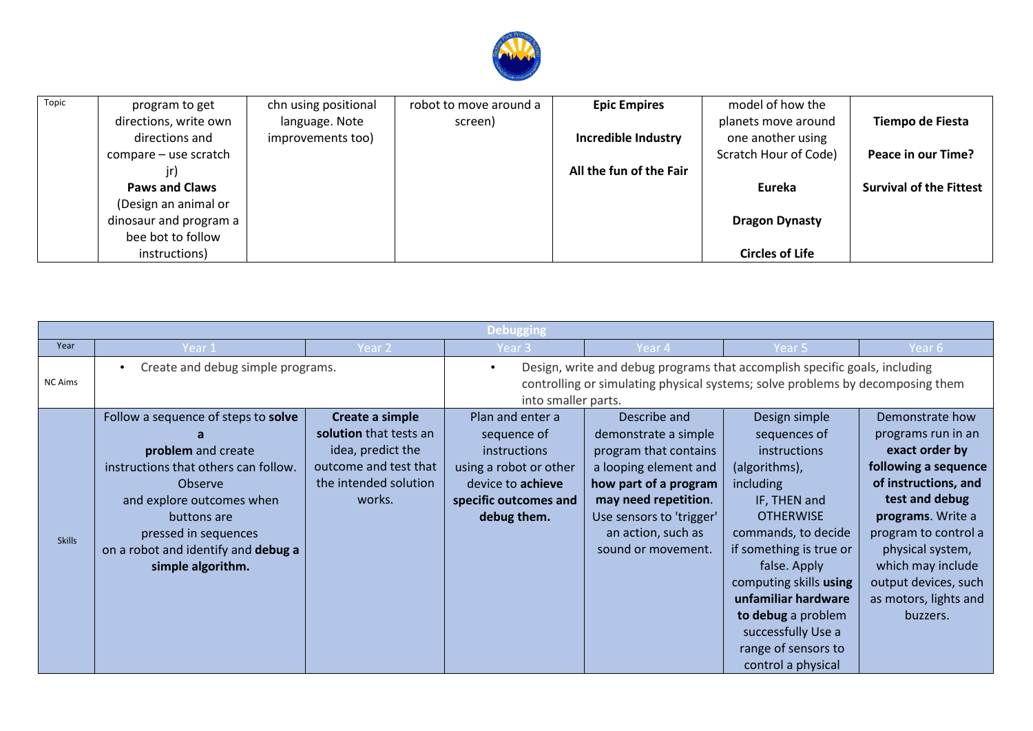| Topic | program to get directions, write own directions and compare – use scratch jr) **Paws and Claws** (Design an animal or dinosaur and program a bee bot to follow instructions) | chn using positional language. Note improvements too) | robot to move around a screen) | **Epic Empires** **Incredible Industry** **All the fun of the Fair** | model of how the planets move around one another using Scratch Hour of Code) **Eureka** **Dragon Dynasty** **Circles of Life** | **Tiempo de Fiesta** **Peace in our Time?** **Survival of the Fittest** |
|---|---|---|---|---|---|---|

| Debugging | | | | | | |
|---|---|---|---|---|---|---|
| Year | Year 1 | Year 2 | Year 3 | Year 4 | Year 5 | Year 6 |
| NC Aims | • Create and debug simple programs. | | • Design, write and debug programs that accomplish specific goals, including controlling or simulating physical systems; solve problems by decomposing them into smaller parts. | | | |
| Skills | Follow a sequence of steps to **solve a problem** and create instructions that others can follow. Observe and explore outcomes when buttons are pressed in sequences on a robot and identify and **debug a simple algorithm.** | **Create a simple solution** that tests an idea, predict the outcome and test that the intended solution works. | Plan and enter a sequence of instructions using a robot or other device to **achieve specific outcomes and debug them.** | Describe and demonstrate a simple program that contains a looping element and **how part of a program may need repetition**. Use sensors to 'trigger' an action, such as sound or movement. | Design simple sequences of instructions (algorithms), including IF, THEN and OTHERWISE commands, to decide if something is true or false. Apply computing skills **using unfamiliar hardware to debug** a problem successfully Use a range of sensors to control a physical | Demonstrate how programs run in an **exact order by following a sequence of instructions, and test and debug programs**. Write a program to control a physical system, which may include output devices, such as motors, lights and buzzers. |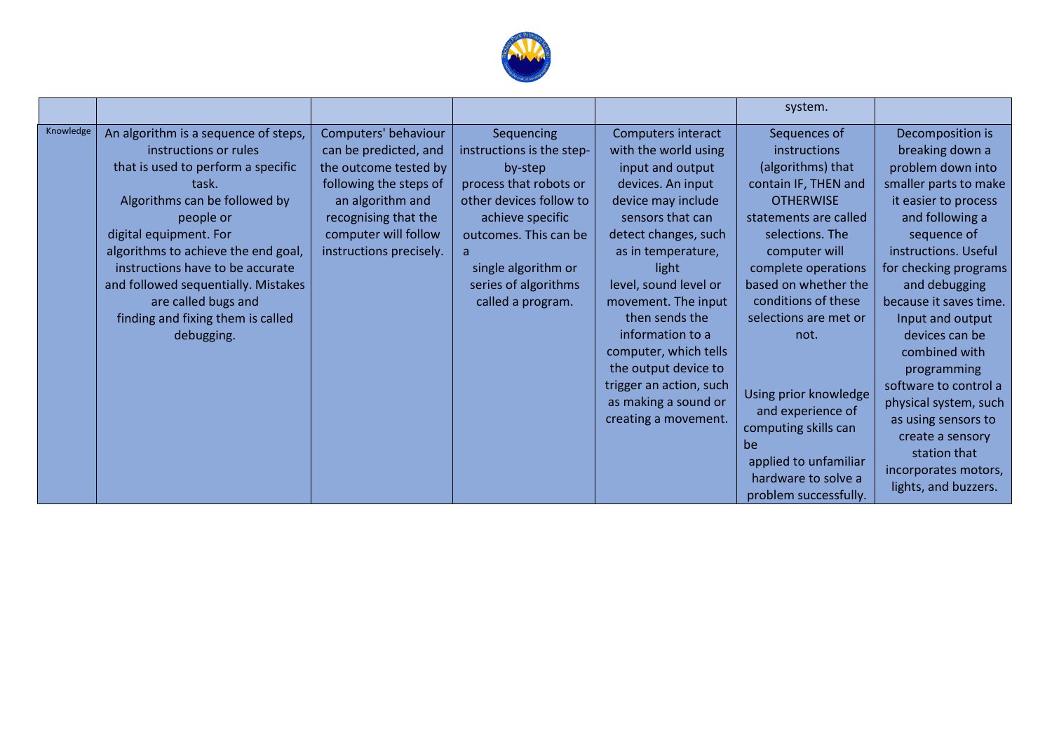| | | | | | | |
|---|---|---|---|---|---|---|
| | | | | | system. | |
| Knowledge | An algorithm is a sequence of steps, instructions or rules that is used to perform a specific task. Algorithms can be followed by people or digital equipment. For algorithms to achieve the end goal, instructions have to be accurate and followed sequentially. Mistakes are called bugs and finding and fixing them is called debugging. | Computers' behaviour can be predicted, and the outcome tested by following the steps of an algorithm and recognising that the computer will follow instructions precisely. | Sequencing instructions is the step-by-step process that robots or other devices follow to achieve specific outcomes. This can be a single algorithm or series of algorithms called a program. | Computers interact with the world using input and output devices. An input device may include sensors that can detect changes, such as in temperature, light level, sound level or movement. The input then sends the information to a computer, which tells the output device to trigger an action, such as making a sound or creating a movement. | Sequences of instructions (algorithms) that contain IF, THEN and OTHERWISE statements are called selections. The computer will complete operations based on whether the conditions of these selections are met or not.<br><br>Using prior knowledge and experience of computing skills can be applied to unfamiliar hardware to solve a problem successfully. | Decomposition is breaking down a problem down into smaller parts to make it easier to process and following a sequence of instructions. Useful for checking programs and debugging because it saves time. Input and output devices can be combined with programming software to control a physical system, such as using sensors to create a sensory station that incorporates motors, lights, and buzzers. |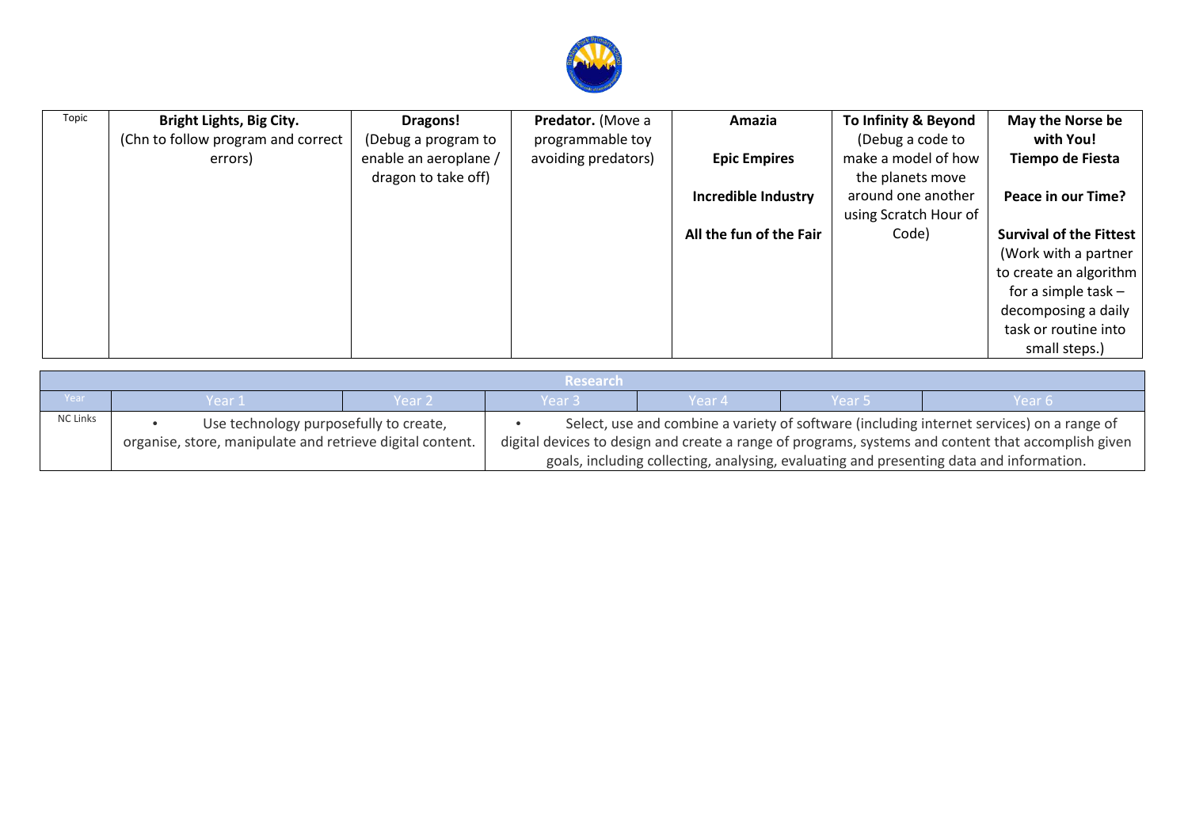| Topic | **Bright Lights, Big City.** (Chn to follow program and correct errors) | **Dragons!** (Debug a program to enable an aeroplane / dragon to take off) | **Predator.** (Move a programmable toy avoiding predators) | **Amazia**<br><br>**Epic Empires**<br><br>**Incredible Industry**<br><br>**All the fun of the Fair** | **To Infinity & Beyond** (Debug a code to make a model of how the planets move around one another using Scratch Hour of Code) | **May the Norse be with You!**<br>**Tiempo de Fiesta**<br><br>**Peace in our Time?**<br><br>**Survival of the Fittest** (Work with a partner to create an algorithm for a simple task – decomposing a daily task or routine into small steps.) |
|---|---|---|---|---|---|---|

| Research | | | | | | |
|---|---|---|---|---|---|---|
| Year | Year 1 | Year 2 | Year 3 | Year 4 | Year 5 | Year 6 |
| NC Links | • Use technology purposefully to create, organise, store, manipulate and retrieve digital content. | | • Select, use and combine a variety of software (including internet services) on a range of digital devices to design and create a range of programs, systems and content that accomplish given goals, including collecting, analysing, evaluating and presenting data and information. | | | |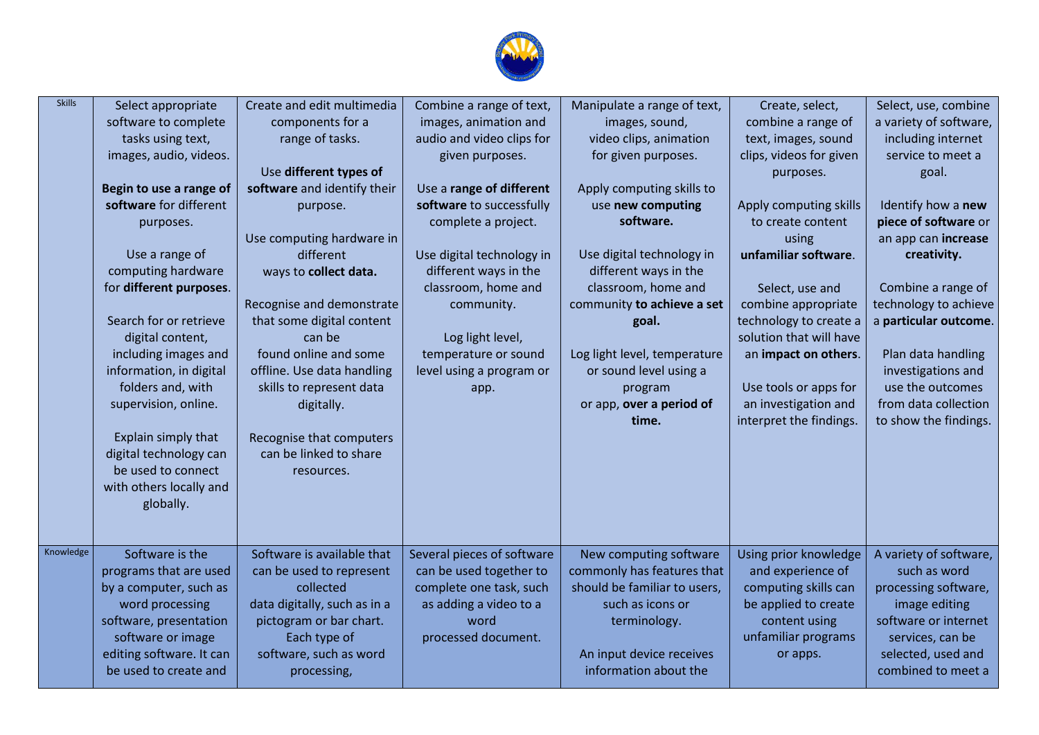| | | | | | | |
|---|---|---|---|---|---|---|
| Skills | Select appropriate software to complete tasks using text, images, audio, videos.<br><br>**Begin to use a range of software** for different purposes.<br><br>Use a range of computing hardware for **different purposes**.<br><br>Search for or retrieve digital content, including images and information, in digital folders and, with supervision, online.<br><br>Explain simply that digital technology can be used to connect with others locally and globally. | Create and edit multimedia components for a range of tasks.<br><br>Use **different types of software** and identify their purpose.<br><br>Use computing hardware in different ways to **collect data.**<br><br>Recognise and demonstrate that some digital content can be found online and some offline. Use data handling skills to represent data digitally.<br><br>Recognise that computers can be linked to share resources. | Combine a range of text, images, animation and audio and video clips for given purposes.<br><br>Use a **range of different software** to successfully complete a project.<br><br>Use digital technology in different ways in the classroom, home and community.<br><br>Log light level, temperature or sound level using a program or app. | Manipulate a range of text, images, sound, video clips, animation for given purposes.<br><br>Apply computing skills to use **new computing software.**<br><br>Use digital technology in different ways in the classroom, home and community **to achieve a set goal.**<br><br>Log light level, temperature or sound level using a program or app, **over a period of time.** | Create, select, combine a range of text, images, sound clips, videos for given purposes.<br><br>Apply computing skills to create content using **unfamiliar software**.<br><br>Select, use and combine appropriate technology to create a solution that will have an **impact on others**.<br><br>Use tools or apps for an investigation and interpret the findings. | Select, use, combine a variety of software, including internet service to meet a goal.<br><br>Identify how a **new piece of software** or an app can **increase creativity.**<br><br>Combine a range of technology to achieve a **particular outcome**.<br><br>Plan data handling investigations and use the outcomes from data collection to show the findings. |
| Knowledge | Software is the programs that are used by a computer, such as word processing software, presentation software or image editing software. It can be used to create and | Software is available that can be used to represent collected data digitally, such as in a pictogram or bar chart. Each type of software, such as word processing, | Several pieces of software can be used together to complete one task, such as adding a video to a word processed document. | New computing software commonly has features that should be familiar to users, such as icons or terminology.<br><br>An input device receives information about the | Using prior knowledge and experience of computing skills can be applied to create content using unfamiliar programs or apps. | A variety of software, such as word processing software, image editing software or internet services, can be selected, used and combined to meet a |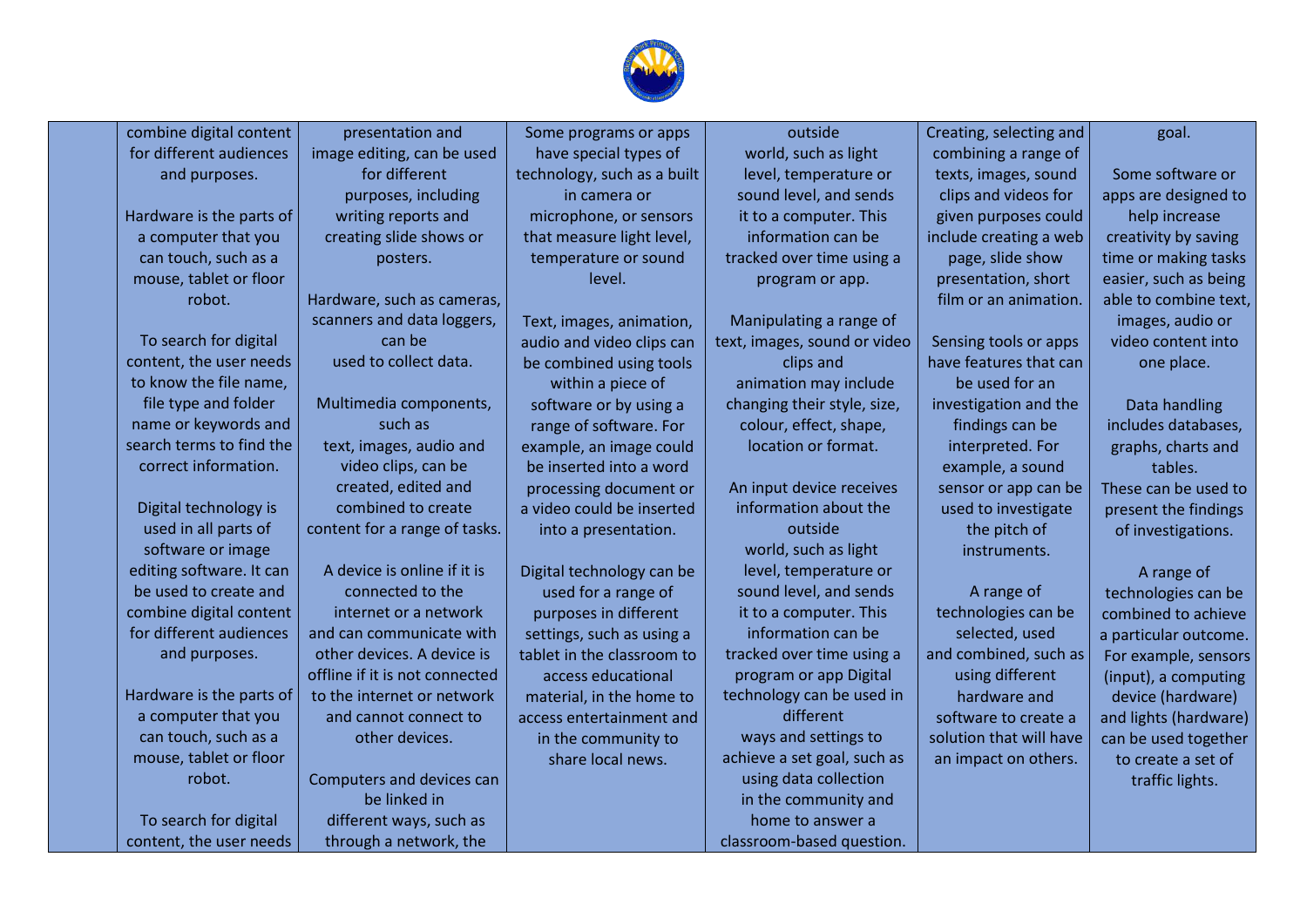| | | | | | | |
|---|---|---|---|---|---|---|
| | combine digital content for different audiences and purposes.<br><br>Hardware is the parts of a computer that you can touch, such as a mouse, tablet or floor robot.<br><br>To search for digital content, the user needs to know the file name, file type and folder name or keywords and search terms to find the correct information.<br><br>Digital technology is used in all parts of software or image editing software. It can be used to create and combine digital content for different audiences and purposes.<br><br>Hardware is the parts of a computer that you can touch, such as a mouse, tablet or floor robot.<br><br>To search for digital content, the user needs | presentation and image editing, can be used for different purposes, including writing reports and creating slide shows or posters.<br><br>Hardware, such as cameras, scanners and data loggers, can be used to collect data.<br><br>Multimedia components, such as text, images, audio and video clips, can be created, edited and combined to create content for a range of tasks.<br><br>A device is online if it is connected to the internet or a network and can communicate with other devices. A device is offline if it is not connected to the internet or network and cannot connect to other devices.<br><br>Computers and devices can be linked in different ways, such as through a network, the | Some programs or apps have special types of technology, such as a built in camera or microphone, or sensors that measure light level, temperature or sound level.<br><br>Text, images, animation, audio and video clips can be combined using tools within a piece of software or by using a range of software. For example, an image could be inserted into a word processing document or a video could be inserted into a presentation.<br><br>Digital technology can be used for a range of purposes in different settings, such as using a tablet in the classroom to access educational material, in the home to access entertainment and in the community to share local news. | outside world, such as light level, temperature or sound level, and sends it to a computer. This information can be tracked over time using a program or app.<br><br>Manipulating a range of text, images, sound or video clips and animation may include changing their style, size, colour, effect, shape, location or format.<br><br>An input device receives information about the outside world, such as light level, temperature or sound level, and sends it to a computer. This information can be tracked over time using a program or app Digital technology can be used in different ways and settings to achieve a set goal, such as using data collection in the community and home to answer a classroom-based question. | Creating, selecting and combining a range of texts, images, sound clips and videos for given purposes could include creating a web page, slide show presentation, short film or an animation.<br><br>Sensing tools or apps have features that can be used for an investigation and the findings can be interpreted. For example, a sound sensor or app can be used to investigate the pitch of instruments.<br><br>A range of technologies can be selected, used and combined, such as using different hardware and software to create a solution that will have an impact on others. | goal.<br><br>Some software or apps are designed to help increase creativity by saving time or making tasks easier, such as being able to combine text, images, audio or video content into one place.<br><br>Data handling includes databases, graphs, charts and tables. These can be used to present the findings of investigations.<br><br>A range of technologies can be combined to achieve a particular outcome. For example, sensors (input), a computing device (hardware) and lights (hardware) can be used together to create a set of traffic lights. |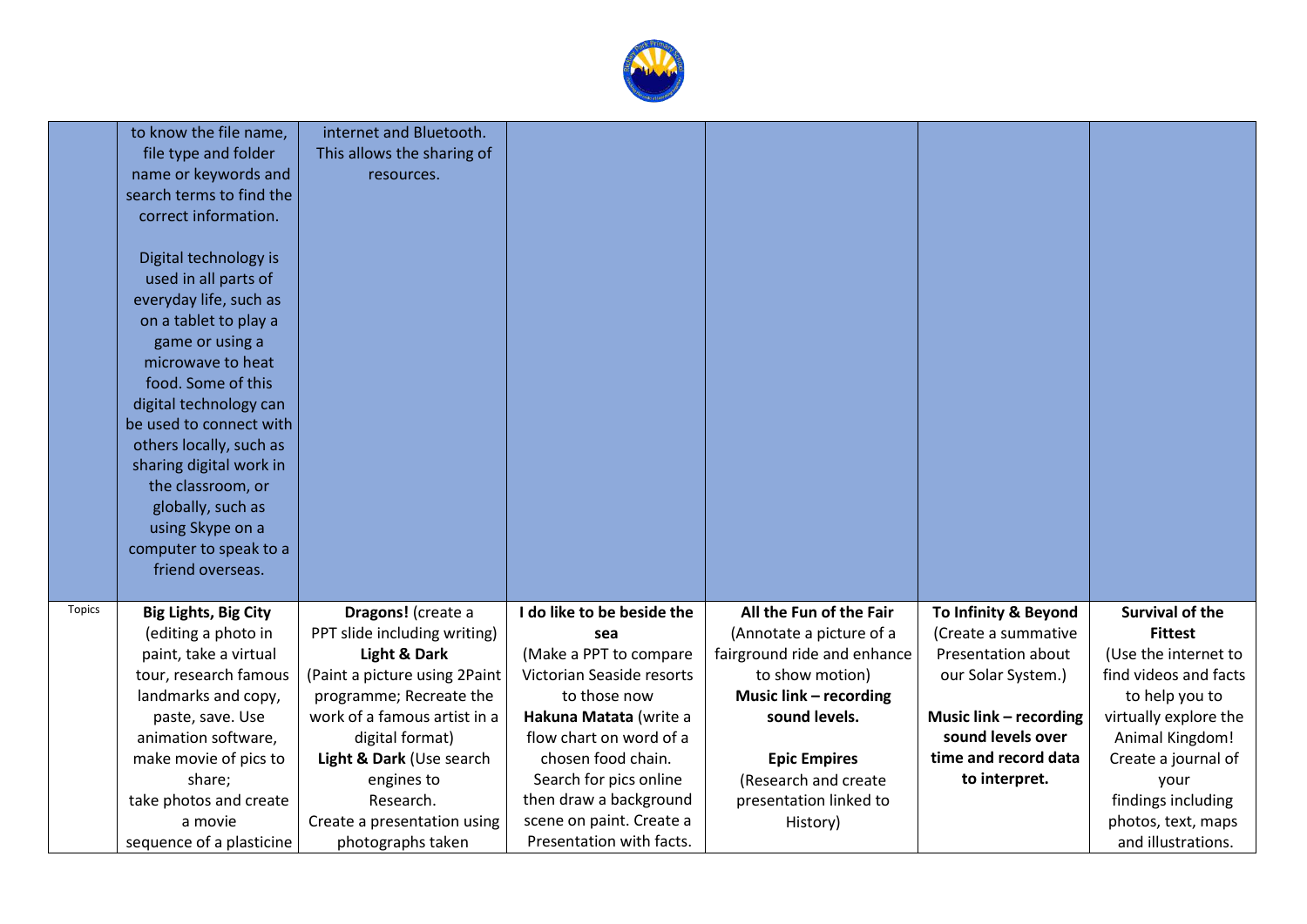| | | | | | | |
|---|---|---|---|---|---|---|
| | to know the file name, file type and folder name or keywords and search terms to find the correct information.<br><br>Digital technology is used in all parts of everyday life, such as on a tablet to play a game or using a microwave to heat food. Some of this digital technology can be used to connect with others locally, such as sharing digital work in the classroom, or globally, such as using Skype on a computer to speak to a friend overseas. | internet and Bluetooth. This allows the sharing of resources. | | | | |
| Topics | **Big Lights, Big City** (editing a photo in paint, take a virtual tour, research famous landmarks and copy, paste, save. Use animation software, make movie of pics to share; take photos and create a movie sequence of a plasticine | **Dragons!** (create a PPT slide including writing)<br>**Light & Dark** (Paint a picture using 2Paint programme; Recreate the work of a famous artist in a digital format)<br>**Light & Dark** (Use search engines to Research. Create a presentation using photographs taken | **I do like to be beside the sea** (Make a PPT to compare Victorian Seaside resorts to those now<br>**Hakuna Matata** (write a flow chart on word of a chosen food chain. Search for pics online then draw a background scene on paint. Create a Presentation with facts. | **All the Fun of the Fair** (Annotate a picture of a fairground ride and enhance to show motion)<br>**Music link – recording sound levels.**<br><br>**Epic Empires** (Research and create presentation linked to History) | **To Infinity & Beyond** (Create a summative Presentation about our Solar System.)<br><br>**Music link – recording sound levels over time and record data to interpret.** | **Survival of the Fittest** (Use the internet to find videos and facts to help you to virtually explore the Animal Kingdom! Create a journal of your findings including photos, text, maps and illustrations. |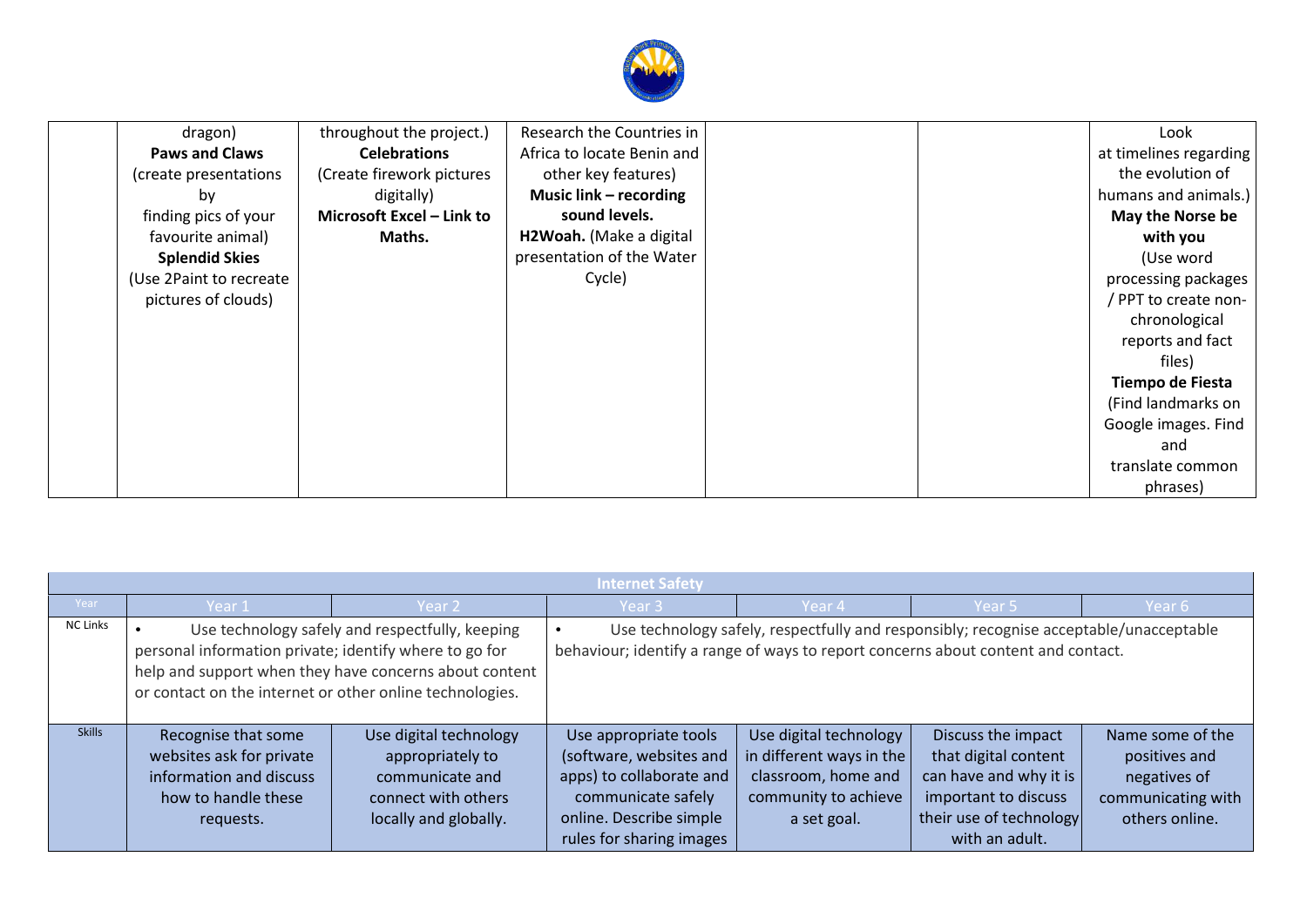| | | | | | | |
|---|---|---|---|---|---|---|
| | dragon) **Paws and Claws** (create presentations by finding pics of your favourite animal) **Splendid Skies** (Use 2Paint to recreate pictures of clouds) | throughout the project.) **Celebrations** (Create firework pictures digitally) **Microsoft Excel – Link to Maths.** | Research the Countries in Africa to locate Benin and other key features) **Music link – recording sound levels.** **H2Woah.** (Make a digital presentation of the Water Cycle) | | | Look at timelines regarding the evolution of humans and animals.) **May the Norse be with you** (Use word processing packages / PPT to create non-chronological reports and fact files) **Tiempo de Fiesta** (Find landmarks on Google images. Find and translate common phrases) |

| Internet Safety | | | | | | |
|---|---|---|---|---|---|---|
| Year | Year 1 | Year 2 | Year 3 | Year 4 | Year 5 | Year 6 |
| NC Links | • Use technology safely and respectfully, keeping personal information private; identify where to go for help and support when they have concerns about content or contact on the internet or other online technologies. | | • Use technology safely, respectfully and responsibly; recognise acceptable/unacceptable behaviour; identify a range of ways to report concerns about content and contact. | | | |
| Skills | Recognise that some websites ask for private information and discuss how to handle these requests. | Use digital technology appropriately to communicate and connect with others locally and globally. | Use appropriate tools (software, websites and apps) to collaborate and communicate safely online. Describe simple rules for sharing images | Use digital technology in different ways in the classroom, home and community to achieve a set goal. | Discuss the impact that digital content can have and why it is important to discuss their use of technology with an adult. | Name some of the positives and negatives of communicating with others online. |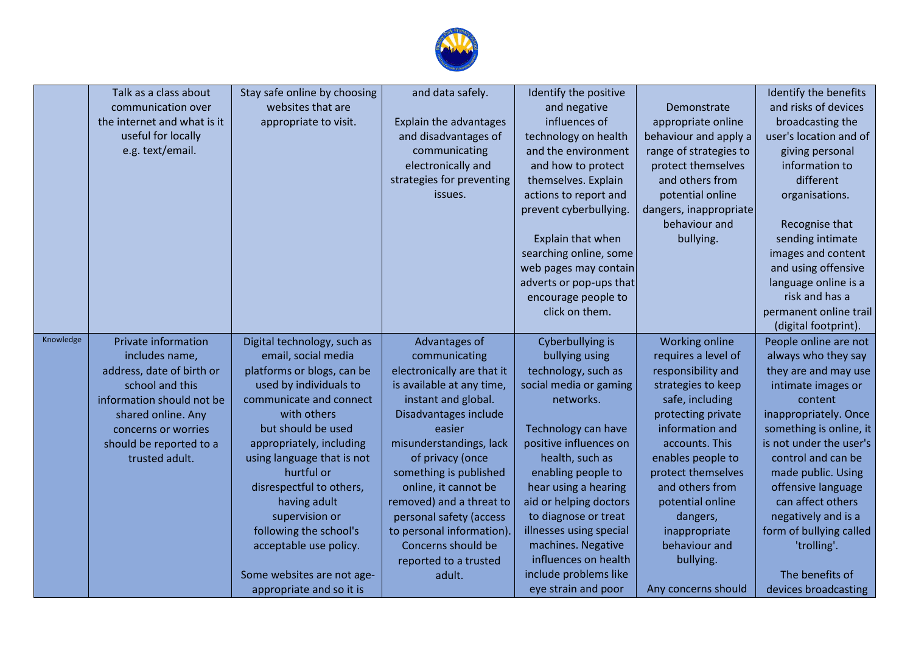| | | | | | | |
|---|---|---|---|---|---|---|
| | Talk as a class about communication over the internet and what is it useful for locally e.g. text/email. | Stay safe online by choosing websites that are appropriate to visit. | and data safely.<br><br>Explain the advantages and disadvantages of communicating electronically and strategies for preventing issues. | Identify the positive and negative influences of technology on health and the environment and how to protect themselves. Explain actions to report and prevent cyberbullying.<br><br>Explain that when searching online, some web pages may contain adverts or pop-ups that encourage people to click on them. | Demonstrate appropriate online behaviour and apply a range of strategies to protect themselves and others from potential online dangers, inappropriate behaviour and bullying. | Identify the benefits and risks of devices broadcasting the user's location and of giving personal information to different organisations.<br><br>Recognise that sending intimate images and content and using offensive language online is a risk and has a permanent online trail (digital footprint). |
| Knowledge | Private information includes name, address, date of birth or school and this information should not be shared online. Any concerns or worries should be reported to a trusted adult. | Digital technology, such as email, social media platforms or blogs, can be used by individuals to communicate and connect with others but should be used appropriately, including using language that is not hurtful or disrespectful to others, having adult supervision or following the school's acceptable use policy.<br><br>Some websites are not age-appropriate and so it is | Advantages of communicating electronically are that it is available at any time, instant and global. Disadvantages include easier misunderstandings, lack of privacy (once something is published online, it cannot be removed) and a threat to personal safety (access to personal information). Concerns should be reported to a trusted adult. | Cyberbullying is bullying using technology, such as social media or gaming networks.<br><br>Technology can have positive influences on health, such as enabling people to hear using a hearing aid or helping doctors to diagnose or treat illnesses using special machines. Negative influences on health include problems like eye strain and poor | Working online requires a level of responsibility and strategies to keep safe, including protecting private information and accounts. This enables people to protect themselves and others from potential online dangers, inappropriate behaviour and bullying.<br><br>Any concerns should | People online are not always who they say they are and may use intimate images or content inappropriately. Once something is online, it is not under the user's control and can be made public. Using offensive language can affect others negatively and is a form of bullying called 'trolling'.<br><br>The benefits of devices broadcasting |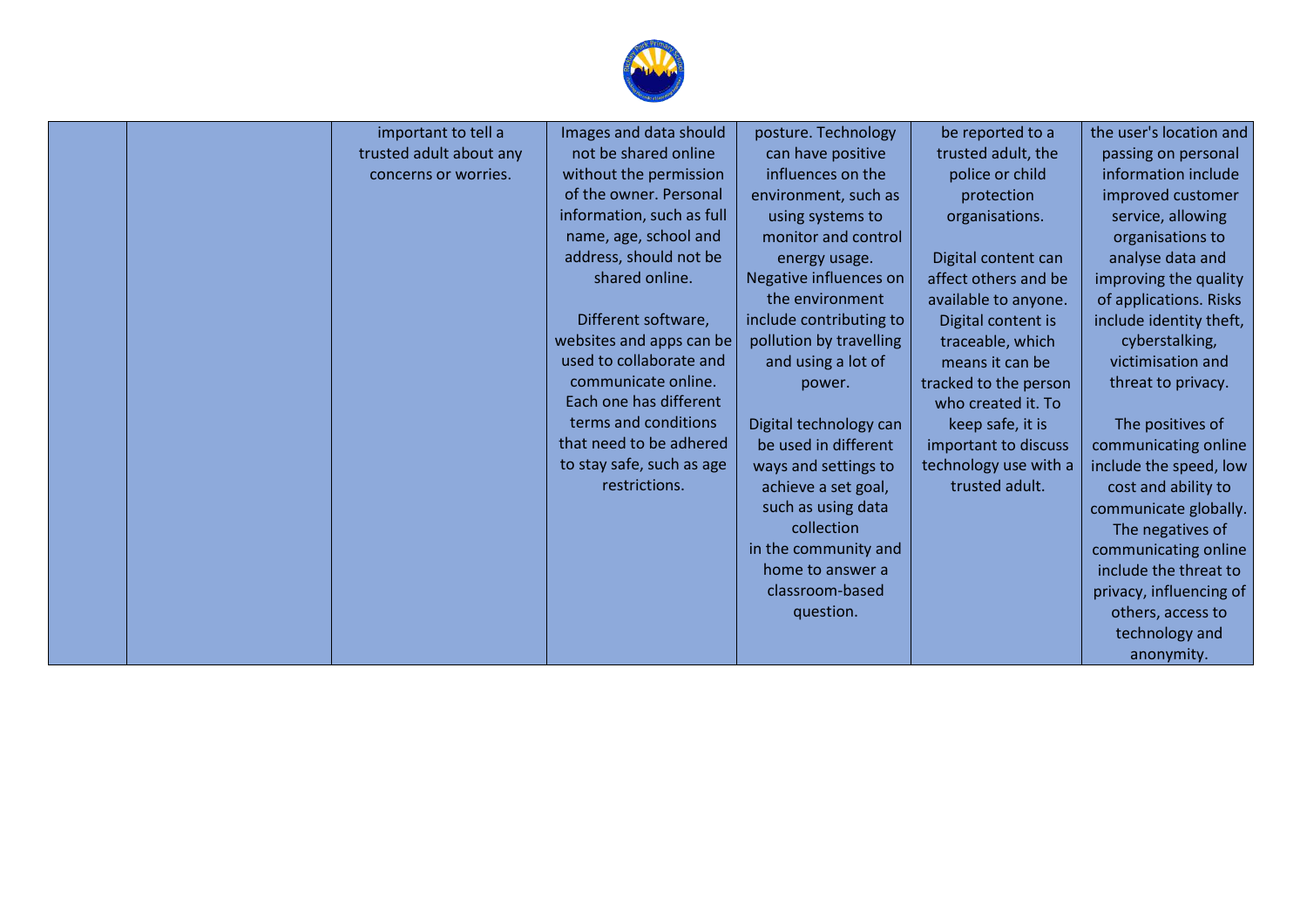| | | | | | | |
|---|---|---|---|---|---|---|
| | | important to tell a trusted adult about any concerns or worries. | Images and data should not be shared online without the permission of the owner. Personal information, such as full name, age, school and address, should not be shared online.<br><br>Different software, websites and apps can be used to collaborate and communicate online. Each one has different terms and conditions that need to be adhered to stay safe, such as age restrictions. | posture. Technology can have positive influences on the environment, such as using systems to monitor and control energy usage. Negative influences on the environment include contributing to pollution by travelling and using a lot of power.<br><br>Digital technology can be used in different ways and settings to achieve a set goal, such as using data collection in the community and home to answer a classroom-based question. | be reported to a trusted adult, the police or child protection organisations.<br><br>Digital content can affect others and be available to anyone. Digital content is traceable, which means it can be tracked to the person who created it. To keep safe, it is important to discuss technology use with a trusted adult. | the user's location and passing on personal information include improved customer service, allowing organisations to analyse data and improving the quality of applications. Risks include identity theft, cyberstalking, victimisation and threat to privacy.<br><br>The positives of communicating online include the speed, low cost and ability to communicate globally. The negatives of communicating online include the threat to privacy, influencing of others, access to technology and anonymity. |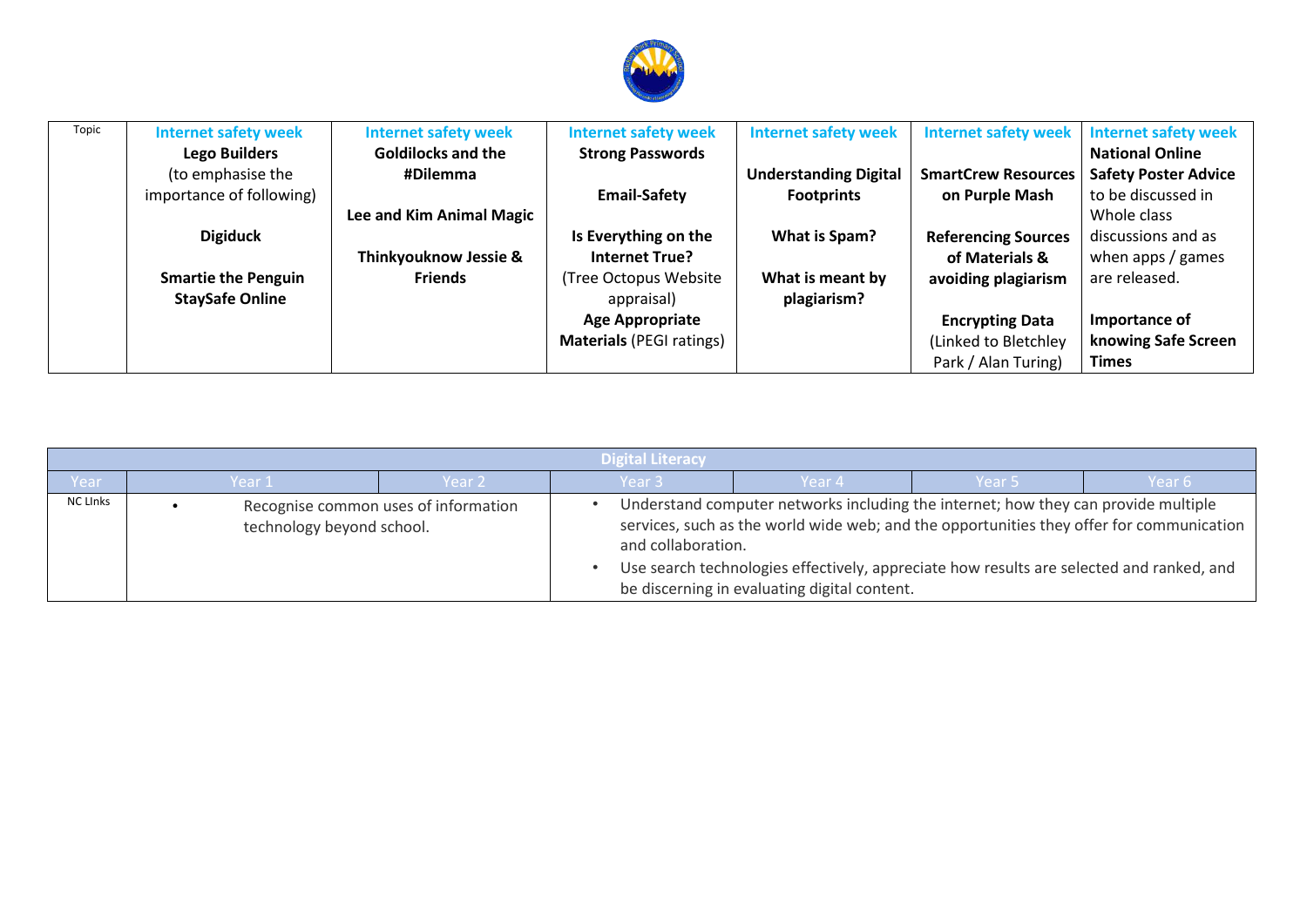| Topic | **Internet safety week** **Lego Builders** (to emphasise the importance of following) **Digiduck** **Smartie the Penguin StaySafe Online** | **Internet safety week** **Goldilocks and the #Dilemma** **Lee and Kim Animal Magic** **Thinkyouknow Jessie & Friends** | **Internet safety week** **Strong Passwords** **Email-Safety** **Is Everything on the Internet True?** (Tree Octopus Website appraisal) **Age Appropriate Materials** (PEGI ratings) | **Internet safety week** **Understanding Digital Footprints** **What is Spam?** **What is meant by plagiarism?** | **Internet safety week** **SmartCrew Resources on Purple Mash** **Referencing Sources of Materials & avoiding plagiarism** **Encrypting Data** (Linked to Bletchley Park / Alan Turing) | **Internet safety week** **National Online Safety Poster Advice** to be discussed in Whole class discussions and as when apps / games are released. **Importance of knowing Safe Screen Times** |
|---|---|---|---|---|---|---|

| Digital Literacy | | | | | | |
|---|---|---|---|---|---|---|
| Year | Year 1 | Year 2 | Year 3 | Year 4 | Year 5 | Year 6 |
| NC LInks | • Recognise common uses of information technology beyond school. | | • Understand computer networks including the internet; how they can provide multiple services, such as the world wide web; and the opportunities they offer for communication and collaboration. • Use search technologies effectively, appreciate how results are selected and ranked, and be discerning in evaluating digital content. | | | |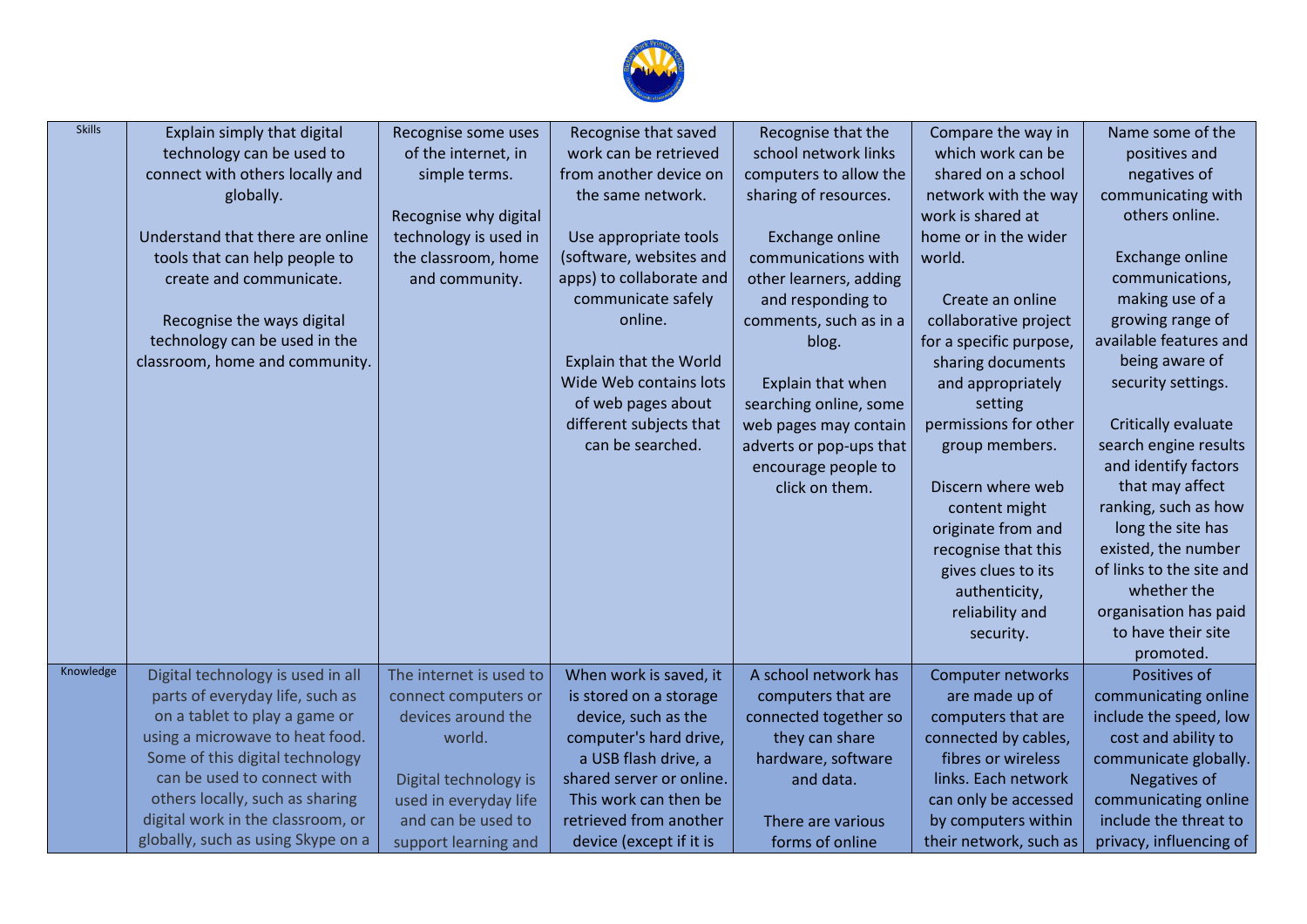| Skills | Explain simply that digital technology can be used to connect with others locally and globally.<br><br>Understand that there are online tools that can help people to create and communicate.<br><br>Recognise the ways digital technology can be used in the classroom, home and community. | Recognise some uses of the internet, in simple terms.<br><br>Recognise why digital technology is used in the classroom, home and community. | Recognise that saved work can be retrieved from another device on the same network.<br><br>Use appropriate tools (software, websites and apps) to collaborate and communicate safely online.<br><br>Explain that the World Wide Web contains lots of web pages about different subjects that can be searched. | Recognise that the school network links computers to allow the sharing of resources.<br><br>Exchange online communications with other learners, adding and responding to comments, such as in a blog.<br><br>Explain that when searching online, some web pages may contain adverts or pop-ups that encourage people to click on them. | Compare the way in which work can be shared on a school network with the way work is shared at home or in the wider world.<br><br>Create an online collaborative project for a specific purpose, sharing documents and appropriately setting permissions for other group members.<br><br>Discern where web content might originate from and recognise that this gives clues to its authenticity, reliability and security. | Name some of the positives and negatives of communicating with others online.<br><br>Exchange online communications, making use of a growing range of available features and being aware of security settings.<br><br>Critically evaluate search engine results and identify factors that may affect ranking, such as how long the site has existed, the number of links to the site and whether the organisation has paid to have their site promoted. |
|---|---|---|---|---|---|---|
| Knowledge | Digital technology is used in all parts of everyday life, such as on a tablet to play a game or using a microwave to heat food. Some of this digital technology can be used to connect with others locally, such as sharing digital work in the classroom, or globally, such as using Skype on a | The internet is used to connect computers or devices around the world.<br><br>Digital technology is used in everyday life and can be used to support learning and | When work is saved, it is stored on a storage device, such as the computer's hard drive, a USB flash drive, a shared server or online. This work can then be retrieved from another device (except if it is | A school network has computers that are connected together so they can share hardware, software and data.<br><br>There are various forms of online | Computer networks are made up of computers that are connected by cables, fibres or wireless links. Each network can only be accessed by computers within their network, such as | Positives of communicating online include the speed, low cost and ability to communicate globally. Negatives of communicating online include the threat to privacy, influencing of |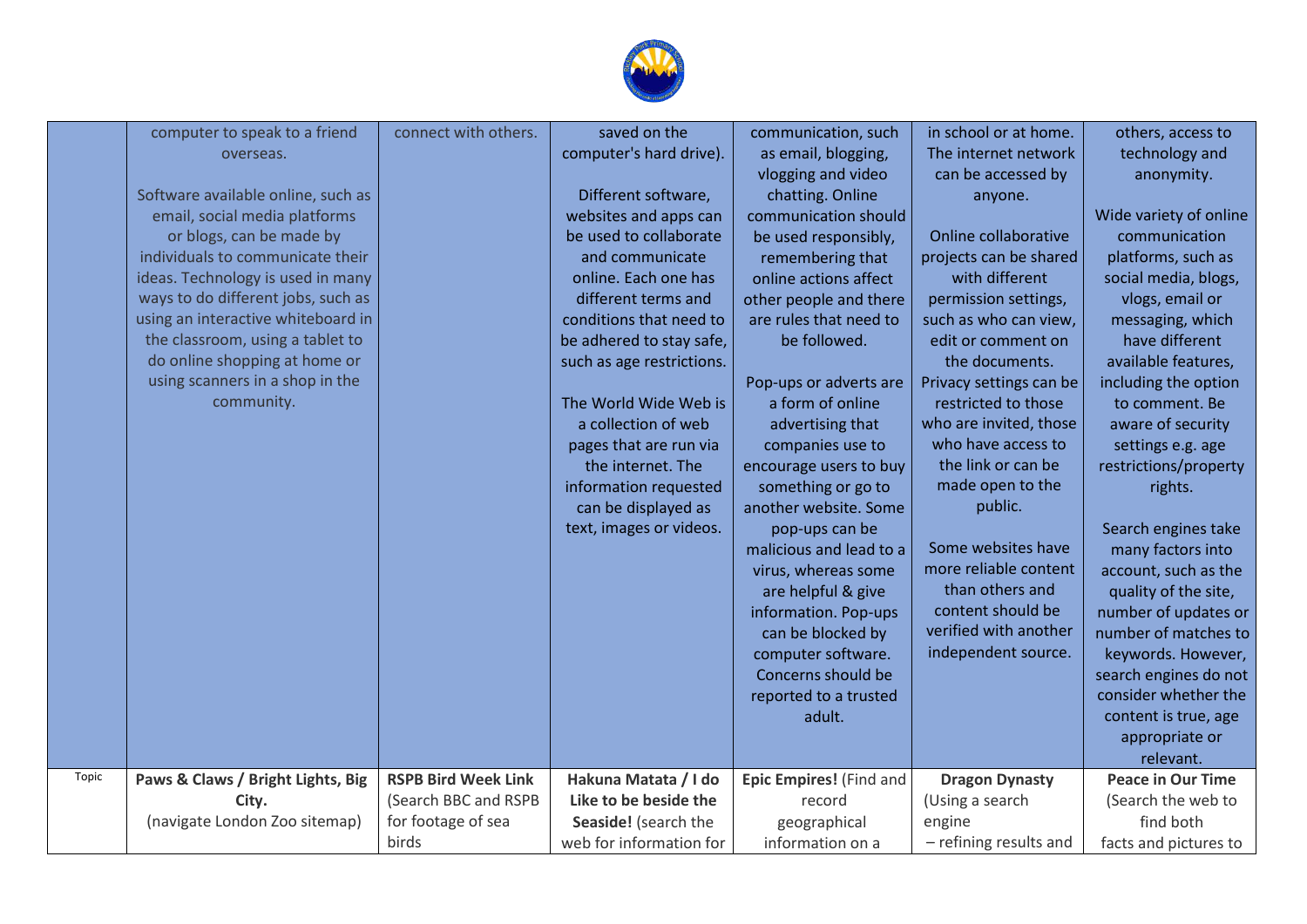| | | | | | | |
|---|---|---|---|---|---|---|
| | computer to speak to a friend overseas.<br><br>Software available online, such as email, social media platforms or blogs, can be made by individuals to communicate their ideas. Technology is used in many ways to do different jobs, such as using an interactive whiteboard in the classroom, using a tablet to do online shopping at home or using scanners in a shop in the community. | connect with others. | saved on the computer's hard drive).<br><br>Different software, websites and apps can be used to collaborate and communicate online. Each one has different terms and conditions that need to be adhered to stay safe, such as age restrictions.<br><br>The World Wide Web is a collection of web pages that are run via the internet. The information requested can be displayed as text, images or videos. | communication, such as email, blogging, vlogging and video chatting. Online communication should be used responsibly, remembering that online actions affect other people and there are rules that need to be followed.<br><br>Pop-ups or adverts are a form of online advertising that companies use to encourage users to buy something or go to another website. Some pop-ups can be malicious and lead to a virus, whereas some are helpful & give information. Pop-ups can be blocked by computer software. Concerns should be reported to a trusted adult. | in school or at home. The internet network can be accessed by anyone.<br><br>Online collaborative projects can be shared with different permission settings, such as who can view, edit or comment on the documents. Privacy settings can be restricted to those who are invited, those who have access to the link or can be made open to the public.<br><br>Some websites have more reliable content than others and content should be verified with another independent source. | others, access to technology and anonymity.<br><br>Wide variety of online communication platforms, such as social media, blogs, vlogs, email or messaging, which have different available features, including the option to comment. Be aware of security settings e.g. age restrictions/property rights.<br><br>Search engines take many factors into account, such as the quality of the site, number of updates or number of matches to keywords. However, search engines do not consider whether the content is true, age appropriate or relevant. |
| Topic | **Paws & Claws / Bright Lights, Big City.**<br>(navigate London Zoo sitemap) | **RSPB Bird Week Link**<br>(Search BBC and RSPB for footage of sea birds | **Hakuna Matata / I do Like to be beside the Seaside!** (search the web for information for | **Epic Empires!** (Find and record geographical information on a | **Dragon Dynasty**<br>(Using a search engine<br>– refining results and | **Peace in Our Time**<br>(Search the web to find both facts and pictures to |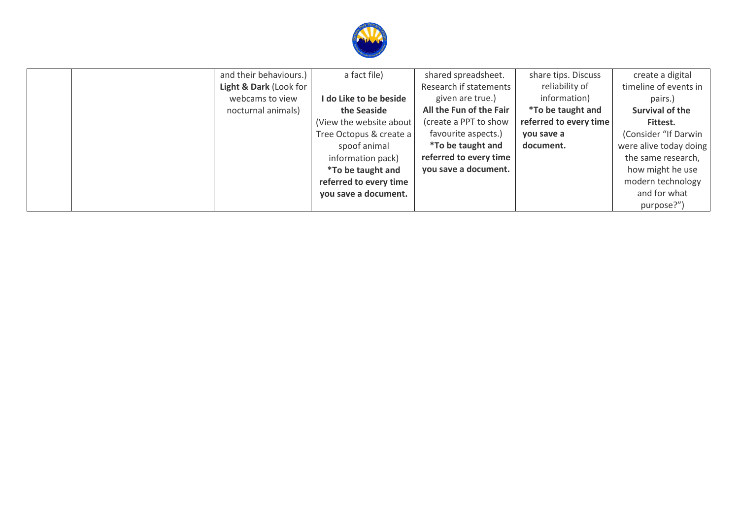| | | | | | | |
|---|---|---|---|---|---|---|
| | | and their behaviours.) **Light & Dark** (Look for webcams to view nocturnal animals) | a fact file) **I do Like to be beside the Seaside** (View the website about Tree Octopus & create a spoof animal information pack) **\*To be taught and referred to every time you save a document.** | shared spreadsheet. Research if statements given are true.) **All the Fun of the Fair** (create a PPT to show favourite aspects.) **\*To be taught and referred to every time you save a document.** | share tips. Discuss reliability of information) **\*To be taught and referred to every time you save a document.** | create a digital timeline of events in pairs.) **Survival of the Fittest.** (Consider "If Darwin were alive today doing the same research, how might he use modern technology and for what purpose?") |